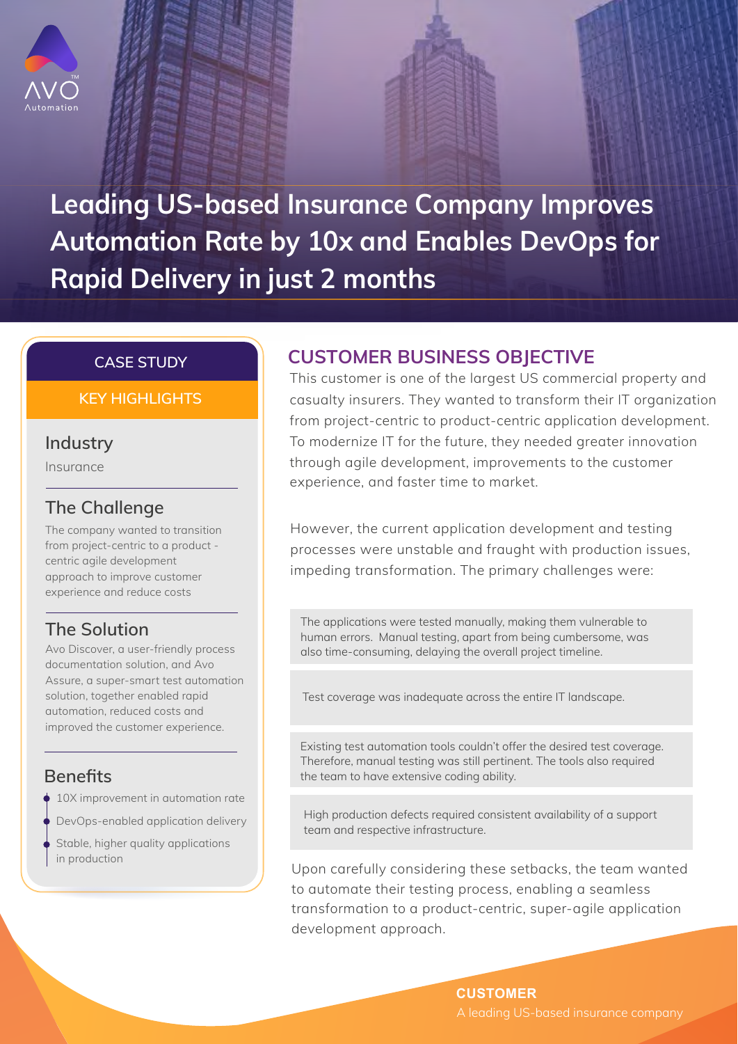# Leading US-based Insurance Company Improves Automation Rate by 10x and Enables DevOps for Rapid Delivery in just 2 months

**CASE STUDY**

**KEY HIGHLIGHTS**

### Industry

Insurance

### The Challenge

The company wanted to transition from project-centric to a product - centric agile development approach to improve customer experience and reduce costs

### The Solution

Avo Discover, a user-friendly process documentation solution, and Avo Assure, a super-smart test automation solution, together enabled rapid automation, reduced costs and improved the customer experience.

### Benefits

- 10X improvement in automation rate
- DevOps-enabled application delivery
- Stable, higher quality applications in production

## CUSTOMER BUSINESS OBJECTIVE

This customer is one of the largest US commercial property and casualty insurers. They wanted to transform their IT organization from project-centric to product-centric application development. To modernize IT for the future, they needed greater innovation through agile development, improvements to the customer experience, and faster time to market.

However, the current application development and testing processes were unstable and fraught with production issues, impeding transformation. The primary challenges were:

- The applications were tested manually, making them vulnerable to human errors. Manual testing, apart from being cumbersome, was also time-consuming, delaying the overall project timeline.
- Test coverage was inadequate across the entire IT landscape.
- Existing test automation tools couldn't offer the desired test coverage. Therefore, manual testing was still pertinent. The tools also required the team to have extensive coding ability.
- High production defects required consistent availability of a support team and respective infrastructure.

Upon carefully considering these setbacks, the team wanted to automate their testing process, enabling a seamless transformation to a product-centric, super-agile application development approach.

**CUSTOMER**

A leading US-based insurance company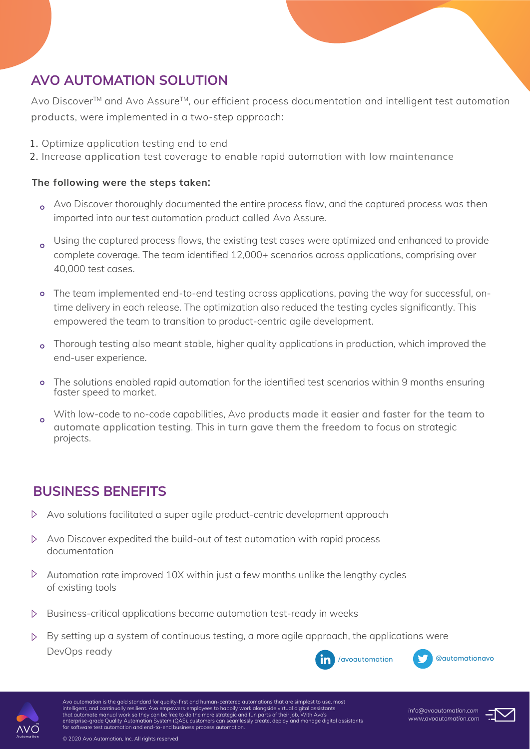## AVO AUTOMATION SOLUTION

Avo Discover™ and Avo Assure™, our efficient process documentation and intelligent test automation products, were implemented in a two-step approach:

1. Optimize application testing end to end
2. Increase application test coverage to enable rapid automation with low maintenance

**The following were the steps taken:**

- Avo Discover thoroughly documented the entire process flow, and the captured process was then imported into our test automation product called Avo Assure.
- Using the captured process flows, the existing test cases were optimized and enhanced to provide complete coverage. The team identified 12,000+ scenarios across applications, comprising over 40,000 test cases.
- The team implemented end-to-end testing across applications, paving the way for successful, on-time delivery in each release. The optimization also reduced the testing cycles significantly. This empowered the team to transition to product-centric agile development.
- Thorough testing also meant stable, higher quality applications in production, which improved the end-user experience.
- The solutions enabled rapid automation for the identified test scenarios within 9 months ensuring faster speed to market.
- With low-code to no-code capabilities, Avo products made it easier and faster for the team to automate application testing. This in turn gave them the freedom to focus on strategic projects.

## BUSINESS BENEFITS

- Avo solutions facilitated a super agile product-centric development approach
- Avo Discover expedited the build-out of test automation with rapid process documentation
- Automation rate improved 10X within just a few months unlike the lengthy cycles of existing tools
- Business-critical applications became automation test-ready in weeks
- By setting up a system of continuous testing, a more agile approach, the applications were DevOps ready

/avoautomation @automationavo

Avo automation is the gold standard for quality-first and human-centered automations that are simplest to use, most intelligent, and continually resilient. Avo empowers employees to happily work alongside virtual digital assistants that automate manual work so they can be free to do the more strategic and fun parts of their job. With Avo's enterprise-grade Quality Automation System (QAS), customers can seamlessly create, deploy and manage digital assistants for software test automation and end-to-end business process automation.

© 2020 Avo Automation, Inc. All rights reserved

info@avoautomation.com
www.avoautomation.com